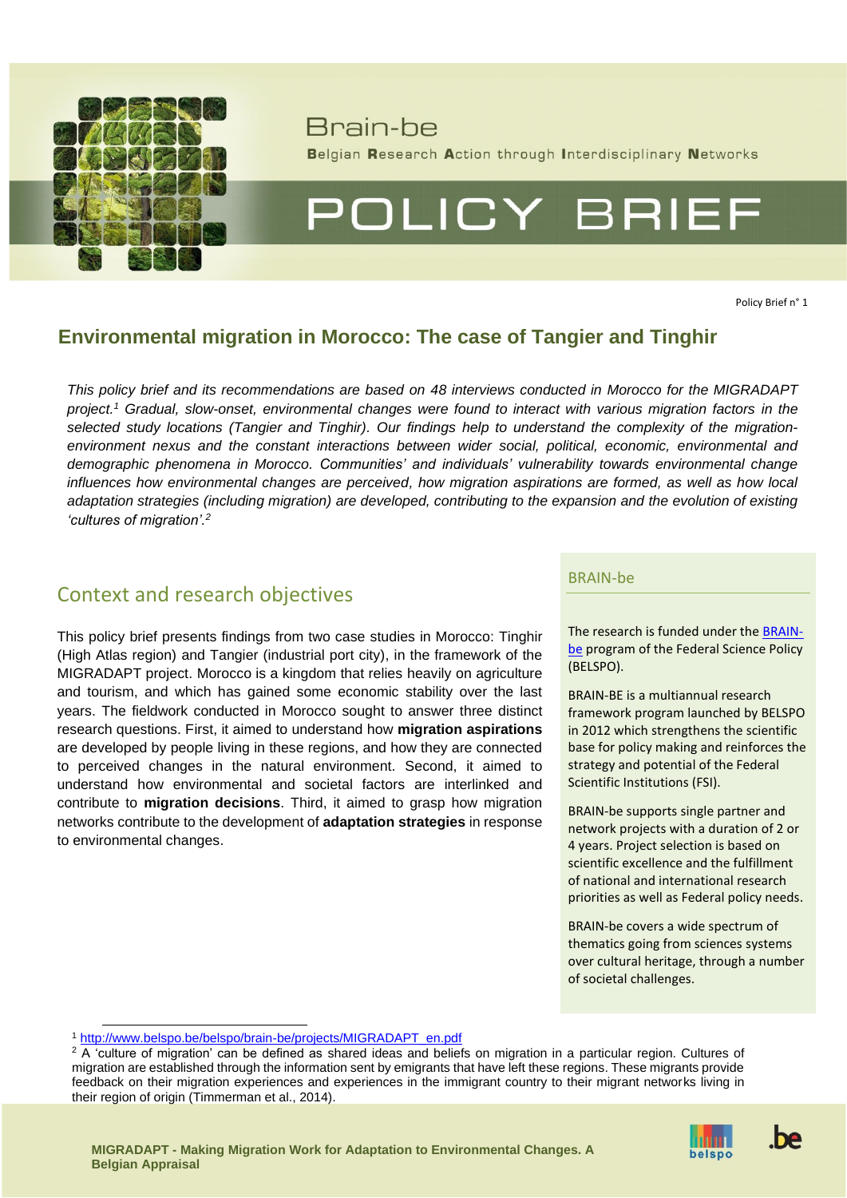# Brain-be

**B**elgian **R**esearch **A**ction through **I**nterdisciplinary **N**etworks

# POLICY BRIEF

Policy Brief n° 1

## Environmental migration in Morocco: The case of Tangier and Tinghir

*This policy brief and its recommendations are based on 48 interviews conducted in Morocco for the MIGRADAPT project.*[1] *Gradual, slow-onset, environmental changes were found to interact with various migration factors in the selected study locations (Tangier and Tinghir). Our findings help to understand the complexity of the migration-environment nexus and the constant interactions between wider social, political, economic, environmental and demographic phenomena in Morocco. Communities' and individuals' vulnerability towards environmental change influences how environmental changes are perceived, how migration aspirations are formed, as well as how local adaptation strategies (including migration) are developed, contributing to the expansion and the evolution of existing 'cultures of migration'.*[2]

## Context and research objectives

This policy brief presents findings from two case studies in Morocco: Tinghir (High Atlas region) and Tangier (industrial port city), in the framework of the MIGRADAPT project. Morocco is a kingdom that relies heavily on agriculture and tourism, and which has gained some economic stability over the last years. The fieldwork conducted in Morocco sought to answer three distinct research questions. First, it aimed to understand how **migration aspirations** are developed by people living in these regions, and how they are connected to perceived changes in the natural environment. Second, it aimed to understand how environmental and societal factors are interlinked and contribute to **migration decisions**. Third, it aimed to grasp how migration networks contribute to the development of **adaptation strategies** in response to environmental changes.

### BRAIN-be

The research is funded under the BRAIN-be program of the Federal Science Policy (BELSPO).

BRAIN-BE is a multiannual research framework program launched by BELSPO in 2012 which strengthens the scientific base for policy making and reinforces the strategy and potential of the Federal Scientific Institutions (FSI).

BRAIN-be supports single partner and network projects with a duration of 2 or 4 years. Project selection is based on scientific excellence and the fulfillment of national and international research priorities as well as Federal policy needs.

BRAIN-be covers a wide spectrum of thematics going from sciences systems over cultural heritage, through a number of societal challenges.

---

[1] http://www.belspo.be/belspo/brain-be/projects/MIGRADAPT_en.pdf

[2] A 'culture of migration' can be defined as shared ideas and beliefs on migration in a particular region. Cultures of migration are established through the information sent by emigrants that have left these regions. These migrants provide feedback on their migration experiences and experiences in the immigrant country to their migrant networks living in their region of origin (Timmerman et al., 2014).

**MIGRADAPT - Making Migration Work for Adaptation to Environmental Changes. A Belgian Appraisal**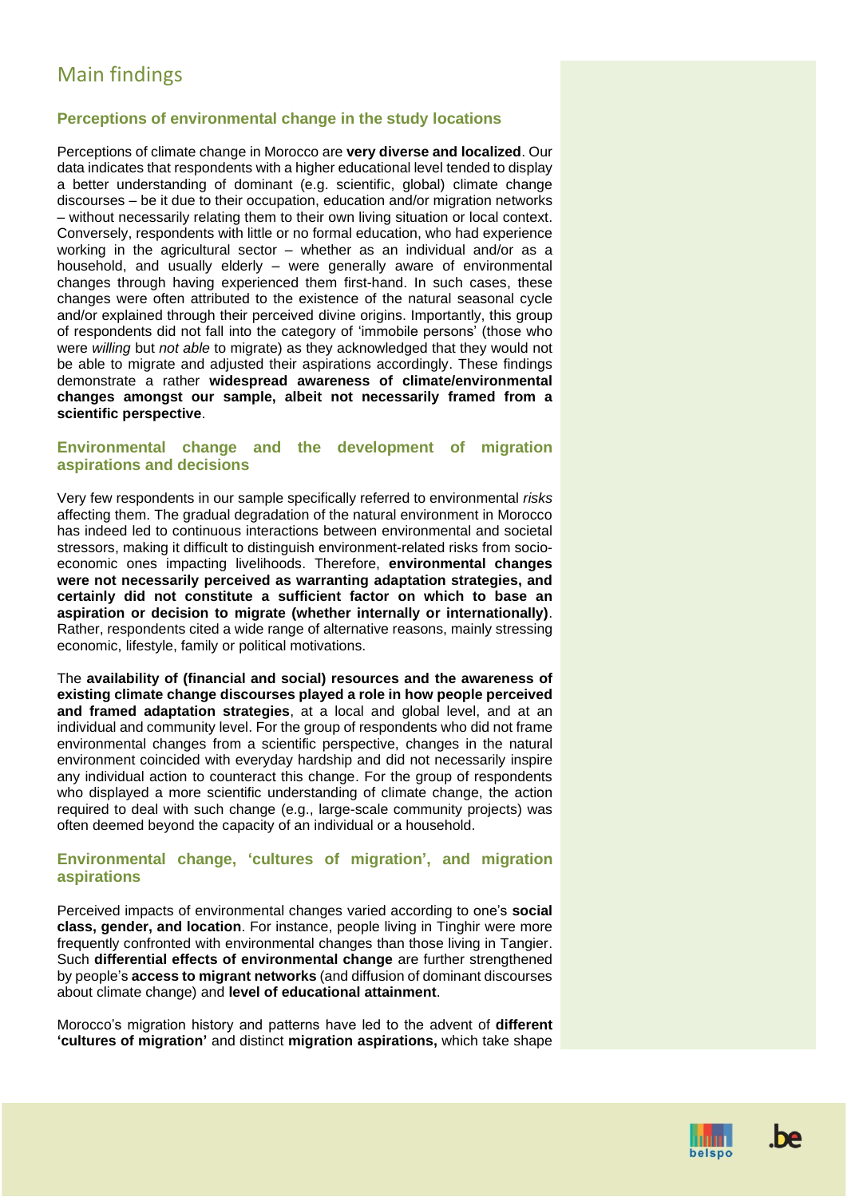## Main findings

### Perceptions of environmental change in the study locations

Perceptions of climate change in Morocco are **very diverse and localized**. Our data indicates that respondents with a higher educational level tended to display a better understanding of dominant (e.g. scientific, global) climate change discourses – be it due to their occupation, education and/or migration networks – without necessarily relating them to their own living situation or local context. Conversely, respondents with little or no formal education, who had experience working in the agricultural sector – whether as an individual and/or as a household, and usually elderly – were generally aware of environmental changes through having experienced them first-hand. In such cases, these changes were often attributed to the existence of the natural seasonal cycle and/or explained through their perceived divine origins. Importantly, this group of respondents did not fall into the category of 'immobile persons' (those who were *willing* but *not able* to migrate) as they acknowledged that they would not be able to migrate and adjusted their aspirations accordingly. These findings demonstrate a rather **widespread awareness of climate/environmental changes amongst our sample, albeit not necessarily framed from a scientific perspective**.

### Environmental change and the development of migration aspirations and decisions

Very few respondents in our sample specifically referred to environmental *risks* affecting them. The gradual degradation of the natural environment in Morocco has indeed led to continuous interactions between environmental and societal stressors, making it difficult to distinguish environment-related risks from socio-economic ones impacting livelihoods. Therefore, **environmental changes were not necessarily perceived as warranting adaptation strategies, and certainly did not constitute a sufficient factor on which to base an aspiration or decision to migrate (whether internally or internationally)**. Rather, respondents cited a wide range of alternative reasons, mainly stressing economic, lifestyle, family or political motivations.

The **availability of (financial and social) resources and the awareness of existing climate change discourses played a role in how people perceived and framed adaptation strategies**, at a local and global level, and at an individual and community level. For the group of respondents who did not frame environmental changes from a scientific perspective, changes in the natural environment coincided with everyday hardship and did not necessarily inspire any individual action to counteract this change. For the group of respondents who displayed a more scientific understanding of climate change, the action required to deal with such change (e.g., large-scale community projects) was often deemed beyond the capacity of an individual or a household.

### Environmental change, 'cultures of migration', and migration aspirations

Perceived impacts of environmental changes varied according to one's **social class, gender, and location**. For instance, people living in Tinghir were more frequently confronted with environmental changes than those living in Tangier. Such **differential effects of environmental change** are further strengthened by people's **access to migrant networks** (and diffusion of dominant discourses about climate change) and **level of educational attainment**.

Morocco's migration history and patterns have led to the advent of **different 'cultures of migration'** and distinct **migration aspirations,** which take shape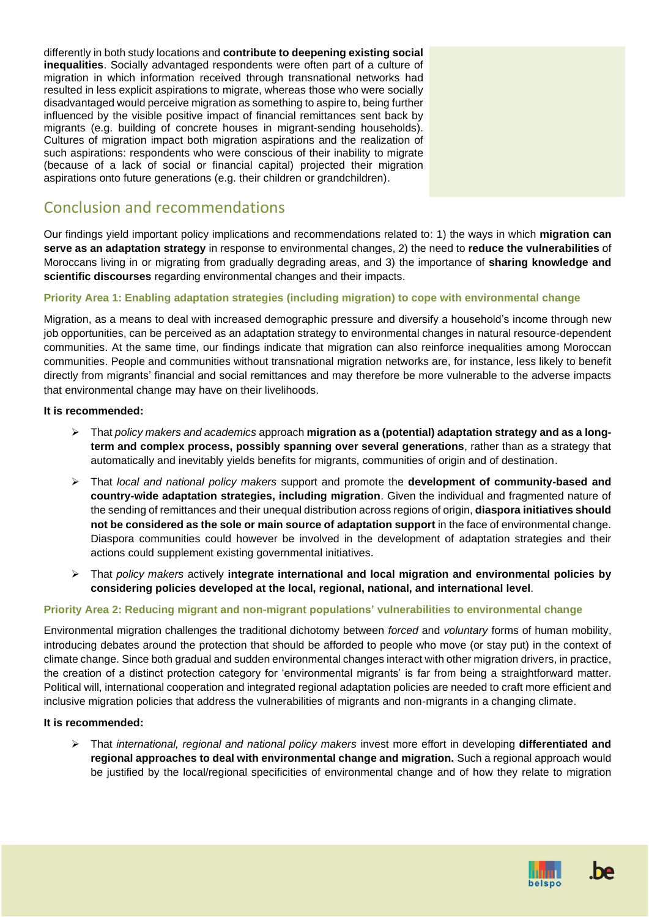differently in both study locations and **contribute to deepening existing social inequalities**. Socially advantaged respondents were often part of a culture of migration in which information received through transnational networks had resulted in less explicit aspirations to migrate, whereas those who were socially disadvantaged would perceive migration as something to aspire to, being further influenced by the visible positive impact of financial remittances sent back by migrants (e.g. building of concrete houses in migrant-sending households). Cultures of migration impact both migration aspirations and the realization of such aspirations: respondents who were conscious of their inability to migrate (because of a lack of social or financial capital) projected their migration aspirations onto future generations (e.g. their children or grandchildren).

## Conclusion and recommendations

Our findings yield important policy implications and recommendations related to: 1) the ways in which **migration can serve as an adaptation strategy** in response to environmental changes, 2) the need to **reduce the vulnerabilities** of Moroccans living in or migrating from gradually degrading areas, and 3) the importance of **sharing knowledge and scientific discourses** regarding environmental changes and their impacts.

### Priority Area 1: Enabling adaptation strategies (including migration) to cope with environmental change

Migration, as a means to deal with increased demographic pressure and diversify a household's income through new job opportunities, can be perceived as an adaptation strategy to environmental changes in natural resource-dependent communities. At the same time, our findings indicate that migration can also reinforce inequalities among Moroccan communities. People and communities without transnational migration networks are, for instance, less likely to benefit directly from migrants' financial and social remittances and may therefore be more vulnerable to the adverse impacts that environmental change may have on their livelihoods.

**It is recommended:**

- That *policy makers and academics* approach **migration as a (potential) adaptation strategy and as a long-term and complex process, possibly spanning over several generations**, rather than as a strategy that automatically and inevitably yields benefits for migrants, communities of origin and of destination.
- That *local and national policy makers* support and promote the **development of community-based and country-wide adaptation strategies, including migration**. Given the individual and fragmented nature of the sending of remittances and their unequal distribution across regions of origin, **diaspora initiatives should not be considered as the sole or main source of adaptation support** in the face of environmental change. Diaspora communities could however be involved in the development of adaptation strategies and their actions could supplement existing governmental initiatives.
- That *policy makers* actively **integrate international and local migration and environmental policies by considering policies developed at the local, regional, national, and international level**.

### Priority Area 2: Reducing migrant and non-migrant populations' vulnerabilities to environmental change

Environmental migration challenges the traditional dichotomy between *forced* and *voluntary* forms of human mobility, introducing debates around the protection that should be afforded to people who move (or stay put) in the context of climate change. Since both gradual and sudden environmental changes interact with other migration drivers, in practice, the creation of a distinct protection category for 'environmental migrants' is far from being a straightforward matter. Political will, international cooperation and integrated regional adaptation policies are needed to craft more efficient and inclusive migration policies that address the vulnerabilities of migrants and non-migrants in a changing climate.

**It is recommended:**

- That *international, regional and national policy makers* invest more effort in developing **differentiated and regional approaches to deal with environmental change and migration.** Such a regional approach would be justified by the local/regional specificities of environmental change and of how they relate to migration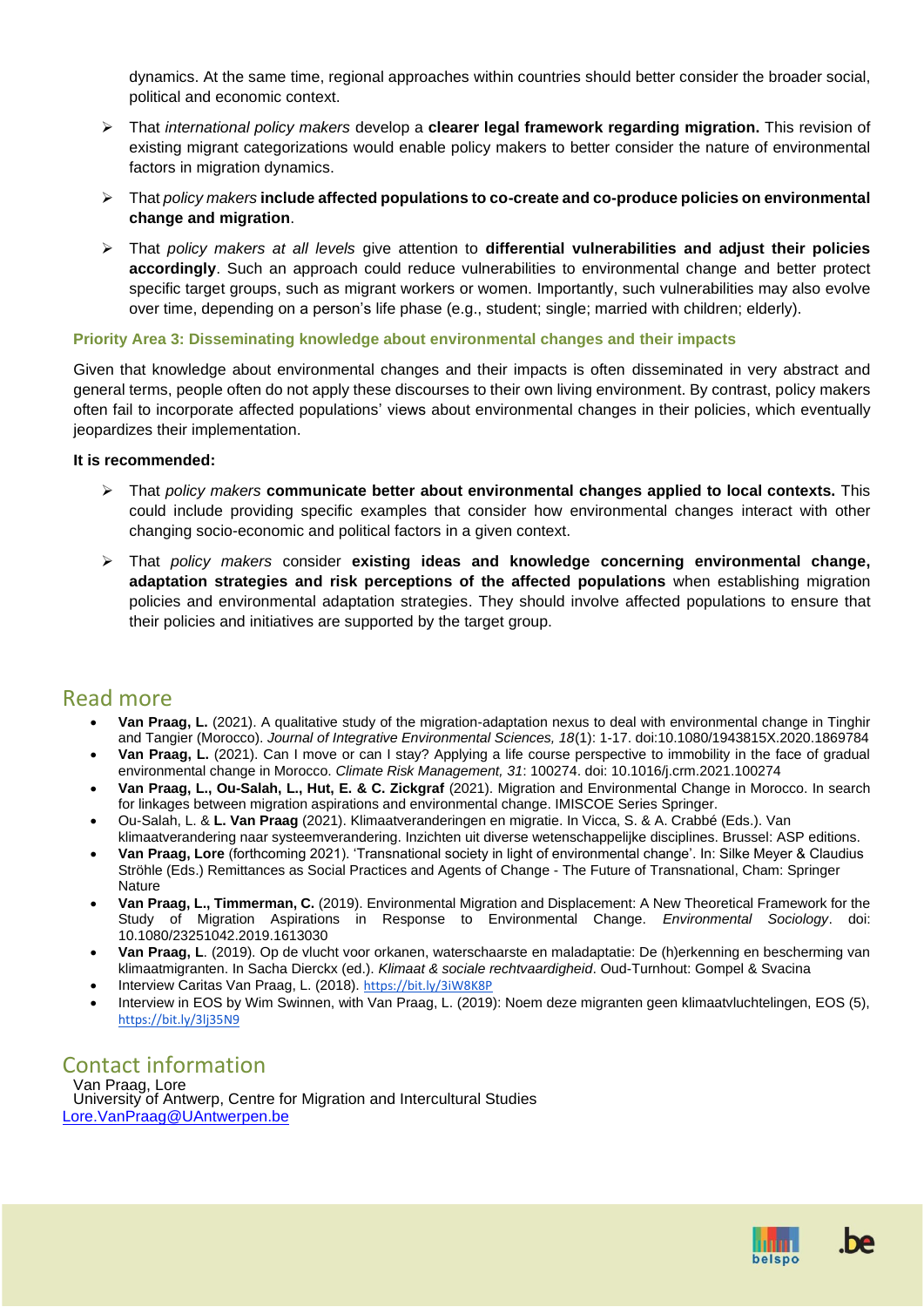dynamics. At the same time, regional approaches within countries should better consider the broader social, political and economic context.

- That *international policy makers* develop a **clearer legal framework regarding migration.** This revision of existing migrant categorizations would enable policy makers to better consider the nature of environmental factors in migration dynamics.
- That *policy makers* **include affected populations to co-create and co-produce policies on environmental change and migration**.
- That *policy makers at all levels* give attention to **differential vulnerabilities and adjust their policies accordingly**. Such an approach could reduce vulnerabilities to environmental change and better protect specific target groups, such as migrant workers or women. Importantly, such vulnerabilities may also evolve over time, depending on a person's life phase (e.g., student; single; married with children; elderly).

### Priority Area 3: Disseminating knowledge about environmental changes and their impacts

Given that knowledge about environmental changes and their impacts is often disseminated in very abstract and general terms, people often do not apply these discourses to their own living environment. By contrast, policy makers often fail to incorporate affected populations' views about environmental changes in their policies, which eventually jeopardizes their implementation.

**It is recommended:**

- That *policy makers* **communicate better about environmental changes applied to local contexts.** This could include providing specific examples that consider how environmental changes interact with other changing socio-economic and political factors in a given context.
- That *policy makers* consider **existing ideas and knowledge concerning environmental change, adaptation strategies and risk perceptions of the affected populations** when establishing migration policies and environmental adaptation strategies. They should involve affected populations to ensure that their policies and initiatives are supported by the target group.

## Read more

- **Van Praag, L.** (2021). A qualitative study of the migration-adaptation nexus to deal with environmental change in Tinghir and Tangier (Morocco). *Journal of Integrative Environmental Sciences, 18*(1): 1-17. doi:10.1080/1943815X.2020.1869784
- **Van Praag, L.** (2021). Can I move or can I stay? Applying a life course perspective to immobility in the face of gradual environmental change in Morocco. *Climate Risk Management, 31*: 100274. doi: 10.1016/j.crm.2021.100274
- **Van Praag, L., Ou-Salah, L., Hut, E. & C. Zickgraf** (2021). Migration and Environmental Change in Morocco. In search for linkages between migration aspirations and environmental change. IMISCOE Series Springer.
- Ou-Salah, L. & **L. Van Praag** (2021). Klimaatveranderingen en migratie. In Vicca, S. & A. Crabbé (Eds.). Van klimaatverandering naar systeemverandering. Inzichten uit diverse wetenschappelijke disciplines. Brussel: ASP editions.
- **Van Praag, Lore** (forthcoming 2021). 'Transnational society in light of environmental change'. In: Silke Meyer & Claudius Ströhle (Eds.) Remittances as Social Practices and Agents of Change - The Future of Transnational, Cham: Springer Nature
- **Van Praag, L., Timmerman, C.** (2019). Environmental Migration and Displacement: A New Theoretical Framework for the Study of Migration Aspirations in Response to Environmental Change. *Environmental Sociology*. doi: 10.1080/23251042.2019.1613030
- **Van Praag, L**. (2019). Op de vlucht voor orkanen, waterschaarste en maladaptatie: De (h)erkenning en bescherming van klimaatmigranten. In Sacha Dierckx (ed.). *Klimaat & sociale rechtvaardigheid*. Oud-Turnhout: Gompel & Svacina
- Interview Caritas Van Praag, L. (2018). https://bit.ly/3iW8K8P
- Interview in EOS by Wim Swinnen, with Van Praag, L. (2019): Noem deze migranten geen klimaatvluchtelingen, EOS (5), https://bit.ly/3lj35N9

## Contact information

Van Praag, Lore
University of Antwerp, Centre for Migration and Intercultural Studies
Lore.VanPraag@UAntwerpen.be